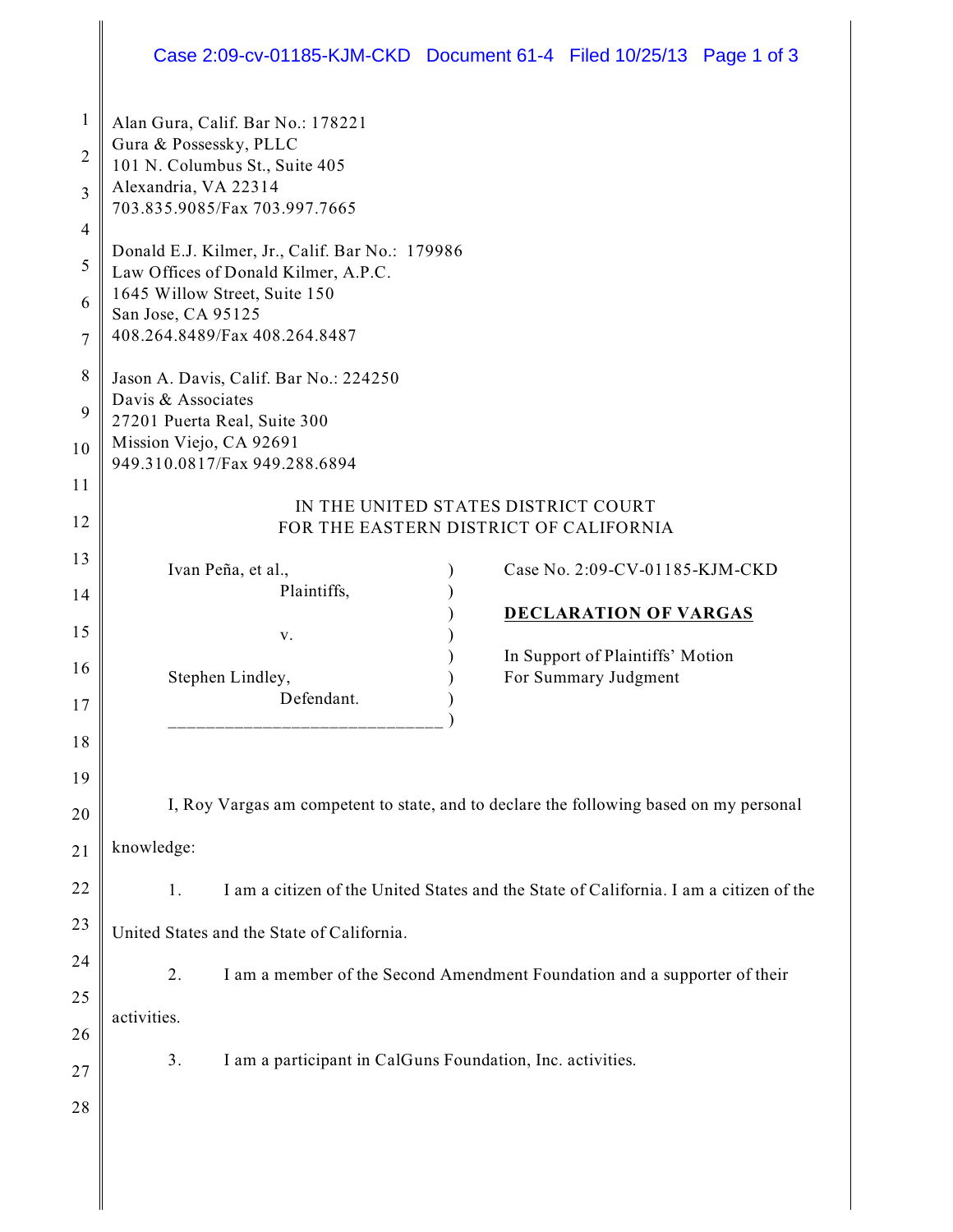Alan Gura, Calif. Bar No.: 178221
Gura & Possessky, PLLC
101 N. Columbus St., Suite 405
Alexandria, VA 22314
703.835.9085/Fax 703.997.7665

Donald E.J. Kilmer, Jr., Calif. Bar No.: 179986
Law Offices of Donald Kilmer, A.P.C.
1645 Willow Street, Suite 150
San Jose, CA 95125
408.264.8489/Fax 408.264.8487

Jason A. Davis, Calif. Bar No.: 224250
Davis & Associates
27201 Puerta Real, Suite 300
Mission Viejo, CA 92691
949.310.0817/Fax 949.288.6894

IN THE UNITED STATES DISTRICT COURT
FOR THE EASTERN DISTRICT OF CALIFORNIA

| | |
|---|---|
| Ivan Peña, et al., Plaintiffs, v. Stephen Lindley, Defendant. | Case No. 2:09-CV-01185-KJM-CKD **DECLARATION OF VARGAS** In Support of Plaintiffs' Motion For Summary Judgment |

I, Roy Vargas am competent to state, and to declare the following based on my personal knowledge:

1. I am a citizen of the United States and the State of California. I am a citizen of the United States and the State of California.

2. I am a member of the Second Amendment Foundation and a supporter of their activities.

3. I am a participant in CalGuns Foundation, Inc. activities.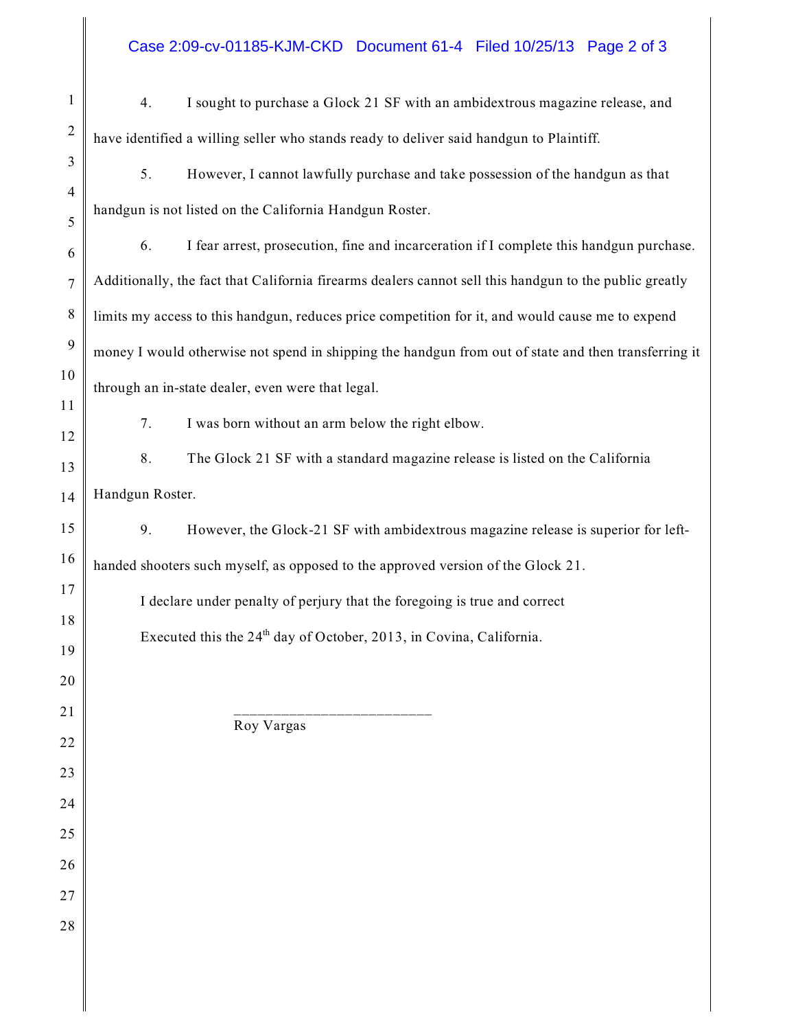4. I sought to purchase a Glock 21 SF with an ambidextrous magazine release, and have identified a willing seller who stands ready to deliver said handgun to Plaintiff.

5. However, I cannot lawfully purchase and take possession of the handgun as that handgun is not listed on the California Handgun Roster.

6. I fear arrest, prosecution, fine and incarceration if I complete this handgun purchase. Additionally, the fact that California firearms dealers cannot sell this handgun to the public greatly limits my access to this handgun, reduces price competition for it, and would cause me to expend money I would otherwise not spend in shipping the handgun from out of state and then transferring it through an in-state dealer, even were that legal.

7. I was born without an arm below the right elbow.

8. The Glock 21 SF with a standard magazine release is listed on the California Handgun Roster.

9. However, the Glock-21 SF with ambidextrous magazine release is superior for left-handed shooters such myself, as opposed to the approved version of the Glock 21.

I declare under penalty of perjury that the foregoing is true and correct

Executed this the 24th day of October, 2013, in Covina, California.

_________________________
Roy Vargas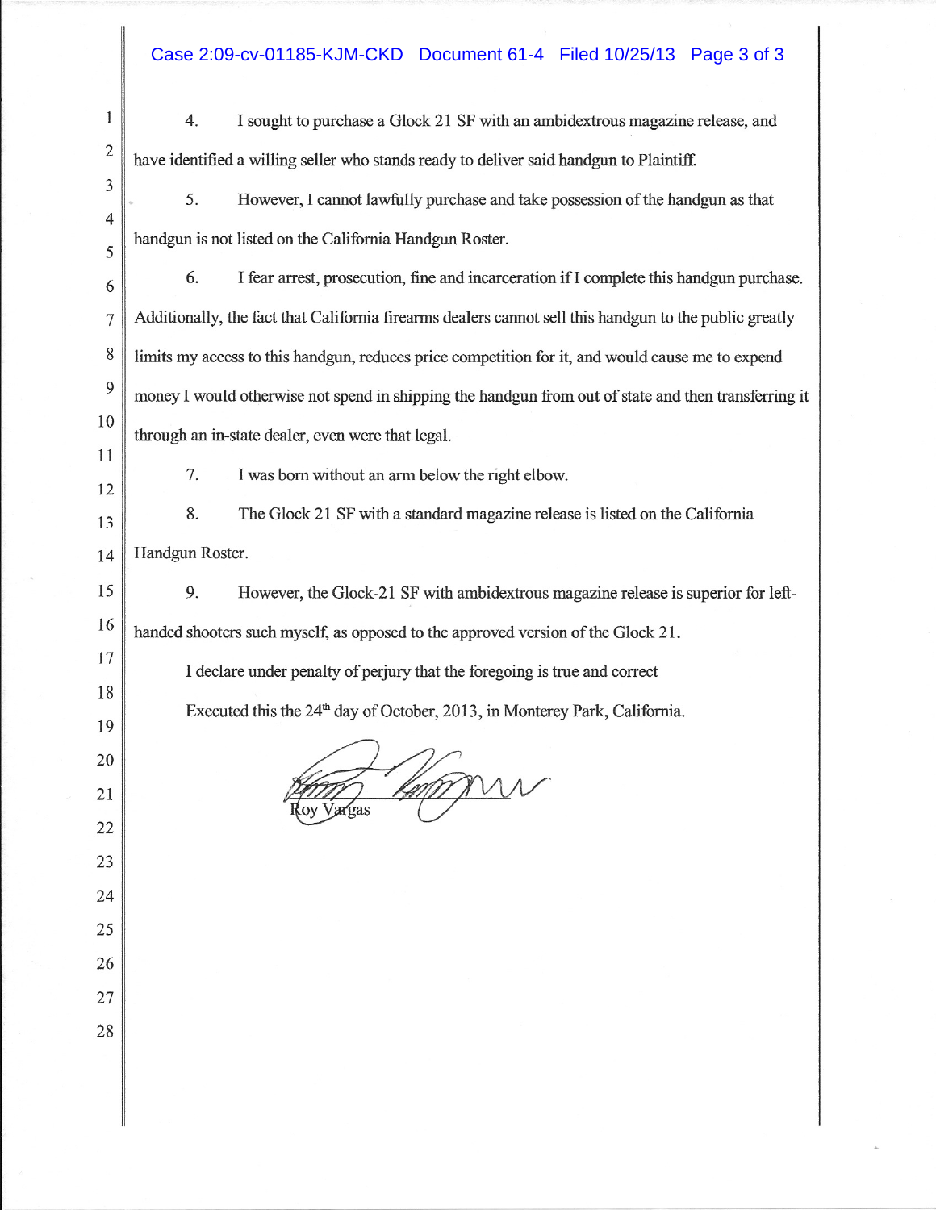4. I sought to purchase a Glock 21 SF with an ambidextrous magazine release, and have identified a willing seller who stands ready to deliver said handgun to Plaintiff.

5. However, I cannot lawfully purchase and take possession of the handgun as that handgun is not listed on the California Handgun Roster.

6. I fear arrest, prosecution, fine and incarceration if I complete this handgun purchase. Additionally, the fact that California firearms dealers cannot sell this handgun to the public greatly limits my access to this handgun, reduces price competition for it, and would cause me to expend money I would otherwise not spend in shipping the handgun from out of state and then transferring it through an in-state dealer, even were that legal.

7. I was born without an arm below the right elbow.

8. The Glock 21 SF with a standard magazine release is listed on the California Handgun Roster.

9. However, the Glock-21 SF with ambidextrous magazine release is superior for left-handed shooters such myself, as opposed to the approved version of the Glock 21.

I declare under penalty of perjury that the foregoing is true and correct

Executed this the 24th day of October, 2013, in Monterey Park, California.

Roy Vargas